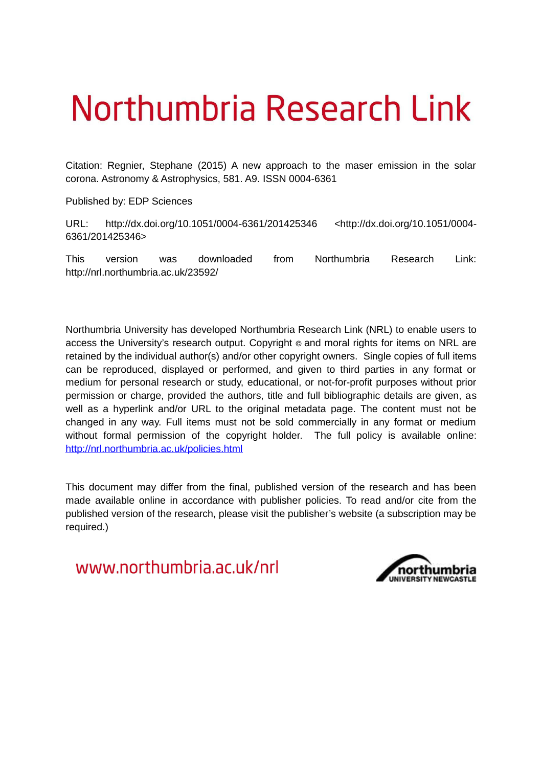# Northumbria Research Link

Citation: Regnier, Stephane (2015) A new approach to the maser emission in the solar corona. Astronomy & Astrophysics, 581. A9. ISSN 0004-6361

Published by: EDP Sciences

URL: http://dx.doi.org/10.1051/0004-6361/201425346 <http://dx.doi.org/10.1051/0004-6361/201425346>

This version was downloaded from Northumbria Research Link: http://nrl.northumbria.ac.uk/23592/

Northumbria University has developed Northumbria Research Link (NRL) to enable users to access the University's research output. Copyright © and moral rights for items on NRL are retained by the individual author(s) and/or other copyright owners. Single copies of full items can be reproduced, displayed or performed, and given to third parties in any format or medium for personal research or study, educational, or not-for-profit purposes without prior permission or charge, provided the authors, title and full bibliographic details are given, as well as a hyperlink and/or URL to the original metadata page. The content must not be changed in any way. Full items must not be sold commercially in any format or medium without formal permission of the copyright holder. The full policy is available online: http://nrl.northumbria.ac.uk/policies.html

This document may differ from the final, published version of the research and has been made available online in accordance with publisher policies. To read and/or cite from the published version of the research, please visit the publisher's website (a subscription may be required.)

www.northumbria.ac.uk/nrl

northumbria UNIVERSITY NEWCASTLE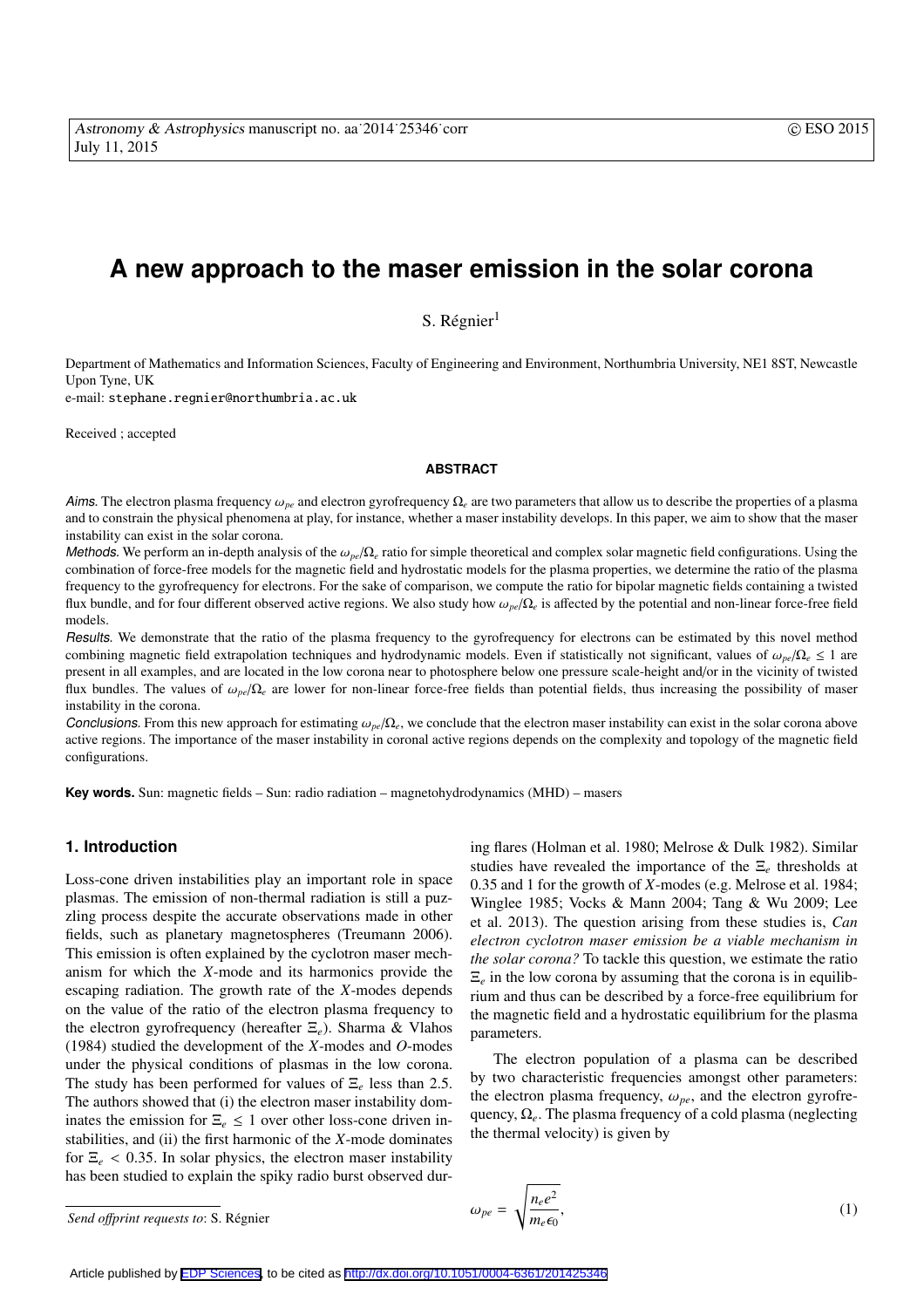# A new approach to the maser emission in the solar corona

S. Régnier[1]

Department of Mathematics and Information Sciences, Faculty of Engineering and Environment, Northumbria University, NE1 8ST, Newcastle Upon Tyne, UK
e-mail: stephane.regnier@northumbria.ac.uk

Received ; accepted

**ABSTRACT**

*Aims.* The electron plasma frequency $\omega_{pe}$ and electron gyrofrequency $\Omega_e$ are two parameters that allow us to describe the properties of a plasma and to constrain the physical phenomena at play, for instance, whether a maser instability develops. In this paper, we aim to show that the maser instability can exist in the solar corona.

*Methods.* We perform an in-depth analysis of the $\omega_{pe}/\Omega_e$ ratio for simple theoretical and complex solar magnetic field configurations. Using the combination of force-free models for the magnetic field and hydrostatic models for the plasma properties, we determine the ratio of the plasma frequency to the gyrofrequency for electrons. For the sake of comparison, we compute the ratio for bipolar magnetic fields containing a twisted flux bundle, and for four different observed active regions. We also study how $\omega_{pe}/\Omega_e$ is affected by the potential and non-linear force-free field models.

*Results.* We demonstrate that the ratio of the plasma frequency to the gyrofrequency for electrons can be estimated by this novel method combining magnetic field extrapolation techniques and hydrodynamic models. Even if statistically not significant, values of $\omega_{pe}/\Omega_e \leq 1$ are present in all examples, and are located in the low corona near to photosphere below one pressure scale-height and/or in the vicinity of twisted flux bundles. The values of $\omega_{pe}/\Omega_e$ are lower for non-linear force-free fields than potential fields, thus increasing the possibility of maser instability in the corona.

*Conclusions.* From this new approach for estimating $\omega_{pe}/\Omega_e$, we conclude that the electron maser instability can exist in the solar corona above active regions. The importance of the maser instability in coronal active regions depends on the complexity and topology of the magnetic field configurations.

**Key words.** Sun: magnetic fields – Sun: radio radiation – magnetohydrodynamics (MHD) – masers

## 1. Introduction

Loss-cone driven instabilities play an important role in space plasmas. The emission of non-thermal radiation is still a puzzling process despite the accurate observations made in other fields, such as planetary magnetospheres (Treumann 2006). This emission is often explained by the cyclotron maser mechanism for which the *X*-mode and its harmonics provide the escaping radiation. The growth rate of the *X*-modes depends on the value of the ratio of the electron plasma frequency to the electron gyrofrequency (hereafter $\Xi_e$). Sharma & Vlahos (1984) studied the development of the *X*-modes and *O*-modes under the physical conditions of plasmas in the low corona. The study has been performed for values of $\Xi_e$ less than 2.5. The authors showed that (i) the electron maser instability dominates the emission for $\Xi_e \leq 1$ over other loss-cone driven instabilities, and (ii) the first harmonic of the *X*-mode dominates for $\Xi_e < 0.35$. In solar physics, the electron maser instability has been studied to explain the spiky radio burst observed during flares (Holman et al. 1980; Melrose & Dulk 1982). Similar studies have revealed the importance of the $\Xi_e$ thresholds at 0.35 and 1 for the growth of *X*-modes (e.g. Melrose et al. 1984; Winglee 1985; Vocks & Mann 2004; Tang & Wu 2009; Lee et al. 2013). The question arising from these studies is, *Can electron cyclotron maser emission be a viable mechanism in the solar corona?* To tackle this question, we estimate the ratio $\Xi_e$ in the low corona by assuming that the corona is in equilibrium and thus can be described by a force-free equilibrium for the magnetic field and a hydrostatic equilibrium for the plasma parameters.

The electron population of a plasma can be described by two characteristic frequencies amongst other parameters: the electron plasma frequency, $\omega_{pe}$, and the electron gyrofrequency, $\Omega_e$. The plasma frequency of a cold plasma (neglecting the thermal velocity) is given by

$$\omega_{pe} = \sqrt{\frac{n_e e^2}{m_e \epsilon_0}}, \tag{1}$$

*Send offprint requests to*: S. Régnier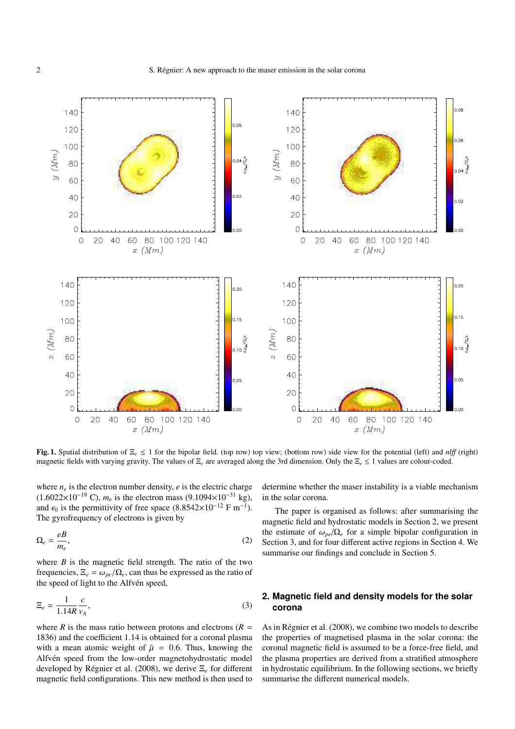**Fig. 1.** Spatial distribution of $\Xi_e \leq 1$ for the bipolar field. (top row) top view; (bottom row) side view for the potential (left) and *nlff* (right) magnetic fields with varying gravity. The values of $\Xi_e$ are averaged along the 3rd dimension. Only the $\Xi_e \leq 1$ values are colour-coded.

where $n_e$ is the electron number density, $e$ is the electric charge ($1.6022 \times 10^{-19}$ C), $m_e$ is the electron mass ($9.1094 \times 10^{-31}$ kg), and $\epsilon_0$ is the permittivity of free space ($8.8542 \times 10^{-12}$ F m$^{-1}$). The gyrofrequency of electrons is given by

$$\Omega_e = \frac{eB}{m_e}, \tag{2}$$

where $B$ is the magnetic field strength. The ratio of the two frequencies, $\Xi_e = \omega_{pe}/\Omega_e$, can thus be expressed as the ratio of the speed of light to the Alfvén speed,

$$\Xi_e = \frac{1}{1.14R} \frac{c}{v_A}, \tag{3}$$

where $R$ is the mass ratio between protons and electrons ($R$ = 1836) and the coefficient 1.14 is obtained for a coronal plasma with a mean atomic weight of $\tilde{\mu}$ = 0.6. Thus, knowing the Alfvén speed from the low-order magnetohydrostatic model developed by Régnier et al. (2008), we derive $\Xi_e$ for different magnetic field configurations. This new method is then used to determine whether the maser instability is a viable mechanism in the solar corona.

The paper is organised as follows: after summarising the magnetic field and hydrostatic models in Section 2, we present the estimate of $\omega_{pe}/\Omega_e$ for a simple bipolar configuration in Section 3, and for four different active regions in Section 4. We summarise our findings and conclude in Section 5.

## 2. Magnetic field and density models for the solar corona

As in Régnier et al. (2008), we combine two models to describe the properties of magnetised plasma in the solar corona: the coronal magnetic field is assumed to be a force-free field, and the plasma properties are derived from a stratified atmosphere in hydrostatic equilibrium. In the following sections, we briefly summarise the different numerical models.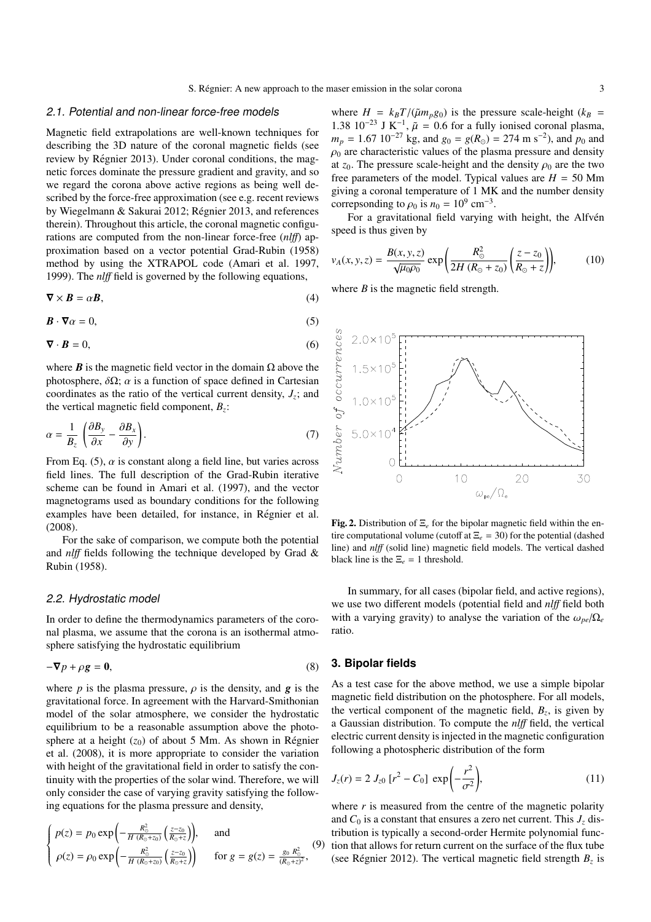### 2.1. Potential and non-linear force-free models

Magnetic field extrapolations are well-known techniques for describing the 3D nature of the coronal magnetic fields (see review by Régnier 2013). Under coronal conditions, the magnetic forces dominate the pressure gradient and gravity, and so we regard the corona above active regions as being well described by the force-free approximation (see e.g. recent reviews by Wiegelmann & Sakurai 2012; Régnier 2013, and references therein). Throughout this article, the coronal magnetic configurations are computed from the non-linear force-free (*nlff*) approximation based on a vector potential Grad-Rubin (1958) method by using the XTRAPOL code (Amari et al. 1997, 1999). The *nlff* field is governed by the following equations,

$$\nabla \times \boldsymbol{B} = \alpha \boldsymbol{B}, \tag{4}$$

$$\boldsymbol{B} \cdot \nabla \alpha = 0, \tag{5}$$

$$\nabla \cdot \boldsymbol{B} = 0, \tag{6}$$

where $\boldsymbol{B}$ is the magnetic field vector in the domain $\Omega$ above the photosphere, $\delta\Omega$; $\alpha$ is a function of space defined in Cartesian coordinates as the ratio of the vertical current density, $J_z$; and the vertical magnetic field component, $B_z$:

$$\alpha = \frac{1}{B_z} \left( \frac{\partial B_y}{\partial x} - \frac{\partial B_x}{\partial y} \right). \tag{7}$$

From Eq. (5), $\alpha$ is constant along a field line, but varies across field lines. The full description of the Grad-Rubin iterative scheme can be found in Amari et al. (1997), and the vector magnetograms used as boundary conditions for the following examples have been detailed, for instance, in Régnier et al. (2008).

For the sake of comparison, we compute both the potential and *nlff* fields following the technique developed by Grad & Rubin (1958).

### 2.2. Hydrostatic model

In order to define the thermodynamics parameters of the coronal plasma, we assume that the corona is an isothermal atmosphere satisfying the hydrostatic equilibrium

$$-\nabla p + \rho \boldsymbol{g} = \boldsymbol{0}, \tag{8}$$

where $p$ is the plasma pressure, $\rho$ is the density, and $\boldsymbol{g}$ is the gravitational force. In agreement with the Harvard-Smithonian model of the solar atmosphere, we consider the hydrostatic equilibrium to be a reasonable assumption above the photosphere at a height ($z_0$) of about 5 Mm. As shown in Régnier et al. (2008), it is more appropriate to consider the variation with height of the gravitational field in order to satisfy the continuity with the properties of the solar wind. Therefore, we will only consider the case of varying gravity satisfying the following equations for the plasma pressure and density,

$$\begin{cases} p(z) = p_0 \exp\left(-\frac{R_\odot^2}{H\,(R_\odot + z_0)} \left(\frac{z - z_0}{R_\odot + z}\right)\right), & \text{and} \\ \rho(z) = \rho_0 \exp\left(-\frac{R_\odot^2}{H\,(R_\odot + z_0)} \left(\frac{z - z_0}{R_\odot + z}\right)\right) & \text{for } g = g(z) = \frac{g_0\, R_\odot^2}{(R_\odot + z)^2}, \end{cases} \tag{9}$$

where $H = k_B T / (\tilde{\mu} m_p g_0)$ is the pressure scale-height ($k_B = 1.38\ 10^{-23}$ J K$^{-1}$, $\tilde{\mu} = 0.6$ for a fully ionised coronal plasma, $m_p = 1.67\ 10^{-27}$ kg, and $g_0 = g(R_\odot) = 274$ m s$^{-2}$), and $p_0$ and $\rho_0$ are characteristic values of the plasma pressure and density at $z_0$. The pressure scale-height and the density $\rho_0$ are the two free parameters of the model. Typical values are $H = 50$ Mm giving a coronal temperature of 1 MK and the number density correpsonding to $\rho_0$ is $n_0 = 10^9$ cm$^{-3}$.

For a gravitational field varying with height, the Alfvén speed is thus given by

$$v_A(x, y, z) = \frac{B(x, y, z)}{\sqrt{\mu_0 \rho_0}} \exp\left(\frac{R_\odot^2}{2H\,(R_\odot + z_0)} \left(\frac{z - z_0}{R_\odot + z}\right)\right), \tag{10}$$

where $B$ is the magnetic field strength.

**Fig. 2.** Distribution of $\Xi_e$ for the bipolar magnetic field within the entire computational volume (cutoff at $\Xi_e = 30$) for the potential (dashed line) and *nlff* (solid line) magnetic field models. The vertical dashed black line is the $\Xi_e = 1$ threshold.

In summary, for all cases (bipolar field, and active regions), we use two different models (potential field and *nlff* field both with a varying gravity) to analyse the variation of the $\omega_{pe}/\Omega_e$ ratio.

## 3. Bipolar fields

As a test case for the above method, we use a simple bipolar magnetic field distribution on the photosphere. For all models, the vertical component of the magnetic field, $B_z$, is given by a Gaussian distribution. To compute the *nlff* field, the vertical electric current density is injected in the magnetic configuration following a photospheric distribution of the form

$$J_z(r) = 2\ J_{z0}\ [r^2 - C_0]\ \exp\left(-\frac{r^2}{\sigma^2}\right), \tag{11}$$

where $r$ is measured from the centre of the magnetic polarity and $C_0$ is a constant that ensures a zero net current. This $J_z$ distribution is typically a second-order Hermite polynomial function that allows for return current on the surface of the flux tube (see Régnier 2012). The vertical magnetic field strength $B_z$ is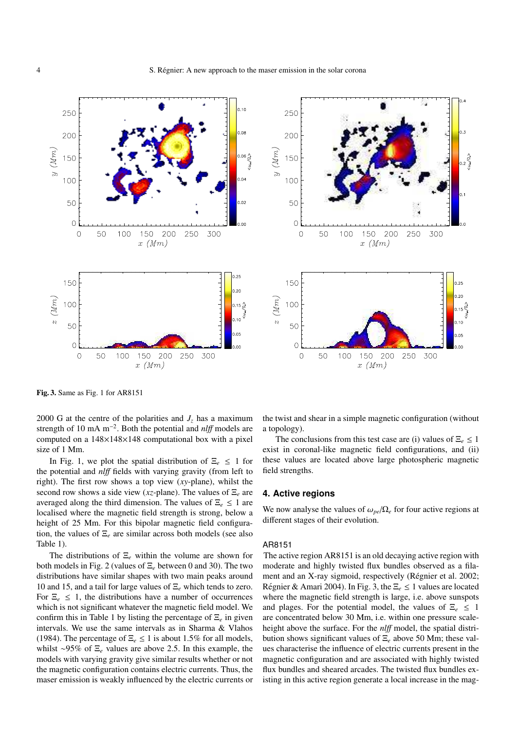**Fig. 3.** Same as Fig. 1 for AR8151

2000 G at the centre of the polarities and $J_z$ has a maximum strength of 10 mA m$^{-2}$. Both the potential and *nlff* models are computed on a 148×148×148 computational box with a pixel size of 1 Mm.

In Fig. 1, we plot the spatial distribution of $\Xi_e \leq 1$ for the potential and *nlff* fields with varying gravity (from left to right). The first row shows a top view (*xy*-plane), whilst the second row shows a side view (*xz*-plane). The values of $\Xi_e$ are averaged along the third dimension. The values of $\Xi_e \leq 1$ are localised where the magnetic field strength is strong, below a height of 25 Mm. For this bipolar magnetic field configuration, the values of $\Xi_e$ are similar across both models (see also Table 1).

The distributions of $\Xi_e$ within the volume are shown for both models in Fig. 2 (values of $\Xi_e$ between 0 and 30). The two distributions have similar shapes with two main peaks around 10 and 15, and a tail for large values of $\Xi_e$ which tends to zero. For $\Xi_e \leq 1$, the distributions have a number of occurrences which is not significant whatever the magnetic field model. We confirm this in Table 1 by listing the percentage of $\Xi_e$ in given intervals. We use the same intervals as in Sharma & Vlahos (1984). The percentage of $\Xi_e \leq 1$ is about 1.5% for all models, whilst ~95% of $\Xi_e$ values are above 2.5. In this example, the models with varying gravity give similar results whether or not the magnetic configuration contains electric currents. Thus, the maser emission is weakly influenced by the electric currents or the twist and shear in a simple magnetic configuration (without a topology).

The conclusions from this test case are (i) values of $\Xi_e \leq 1$ exist in coronal-like magnetic field configurations, and (ii) these values are located above large photospheric magnetic field strengths.

## 4. Active regions

We now analyse the values of $\omega_{pe}/\Omega_e$ for four active regions at different stages of their evolution.

### AR8151

The active region AR8151 is an old decaying active region with moderate and highly twisted flux bundles observed as a filament and an X-ray sigmoid, respectively (Régnier et al. 2002; Régnier & Amari 2004). In Fig. 3, the $\Xi_e \leq 1$ values are located where the magnetic field strength is large, i.e. above sunspots and plages. For the potential model, the values of $\Xi_e \leq 1$ are concentrated below 30 Mm, i.e. within one pressure scale-height above the surface. For the *nlff* model, the spatial distribution shows significant values of $\Xi_e$ above 50 Mm; these values characterise the influence of electric currents present in the magnetic configuration and are associated with highly twisted flux bundles and sheared arcades. The twisted flux bundles existing in this active region generate a local increase in the mag-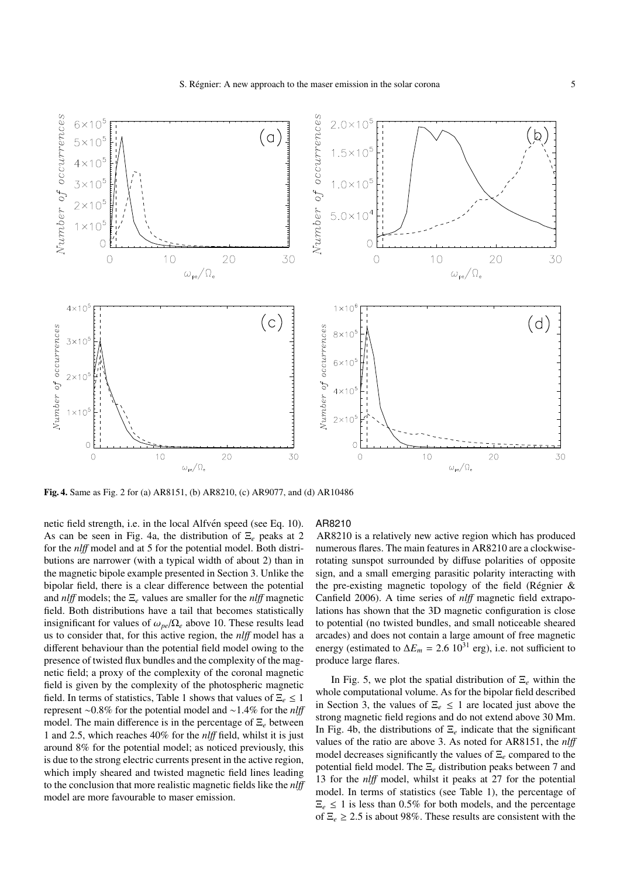**Fig. 4.** Same as Fig. 2 for (a) AR8151, (b) AR8210, (c) AR9077, and (d) AR10486

netic field strength, i.e. in the local Alfvén speed (see Eq. 10). As can be seen in Fig. 4a, the distribution of $\Xi_e$ peaks at 2 for the *nlff* model and at 5 for the potential model. Both distributions are narrower (with a typical width of about 2) than in the magnetic bipole example presented in Section 3. Unlike the bipolar field, there is a clear difference between the potential and *nlff* models; the $\Xi_e$ values are smaller for the *nlff* magnetic field. Both distributions have a tail that becomes statistically insignificant for values of $\omega_{pe}/\Omega_e$ above 10. These results lead us to consider that, for this active region, the *nlff* model has a different behaviour than the potential field model owing to the presence of twisted flux bundles and the complexity of the magnetic field; a proxy of the complexity of the coronal magnetic field is given by the complexity of the photospheric magnetic field. In terms of statistics, Table 1 shows that values of $\Xi_e \leq 1$ represent $\sim$0.8% for the potential model and $\sim$1.4% for the *nlff* model. The main difference is in the percentage of $\Xi_e$ between 1 and 2.5, which reaches 40% for the *nlff* field, whilst it is just around 8% for the potential model; as noticed previously, this is due to the strong electric currents present in the active region, which imply sheared and twisted magnetic field lines leading to the conclusion that more realistic magnetic fields like the *nlff* model are more favourable to maser emission.

AR8210

AR8210 is a relatively new active region which has produced numerous flares. The main features in AR8210 are a clockwise-rotating sunspot surrounded by diffuse polarities of opposite sign, and a small emerging parasitic polarity interacting with the pre-existing magnetic topology of the field (Régnier & Canfield 2006). A time series of *nlff* magnetic field extrapolations has shown that the 3D magnetic configuration is close to potential (no twisted bundles, and small noticeable sheared arcades) and does not contain a large amount of free magnetic energy (estimated to $\Delta E_m = 2.6\ 10^{31}$ erg), i.e. not sufficient to produce large flares.

In Fig. 5, we plot the spatial distribution of $\Xi_e$ within the whole computational volume. As for the bipolar field described in Section 3, the values of $\Xi_e \leq 1$ are located just above the strong magnetic field regions and do not extend above 30 Mm. In Fig. 4b, the distributions of $\Xi_e$ indicate that the significant values of the ratio are above 3. As noted for AR8151, the *nlff* model decreases significantly the values of $\Xi_e$ compared to the potential field model. The $\Xi_e$ distribution peaks between 7 and 13 for the *nlff* model, whilst it peaks at 27 for the potential model. In terms of statistics (see Table 1), the percentage of $\Xi_e \leq 1$ is less than 0.5% for both models, and the percentage of $\Xi_e \geq 2.5$ is about 98%. These results are consistent with the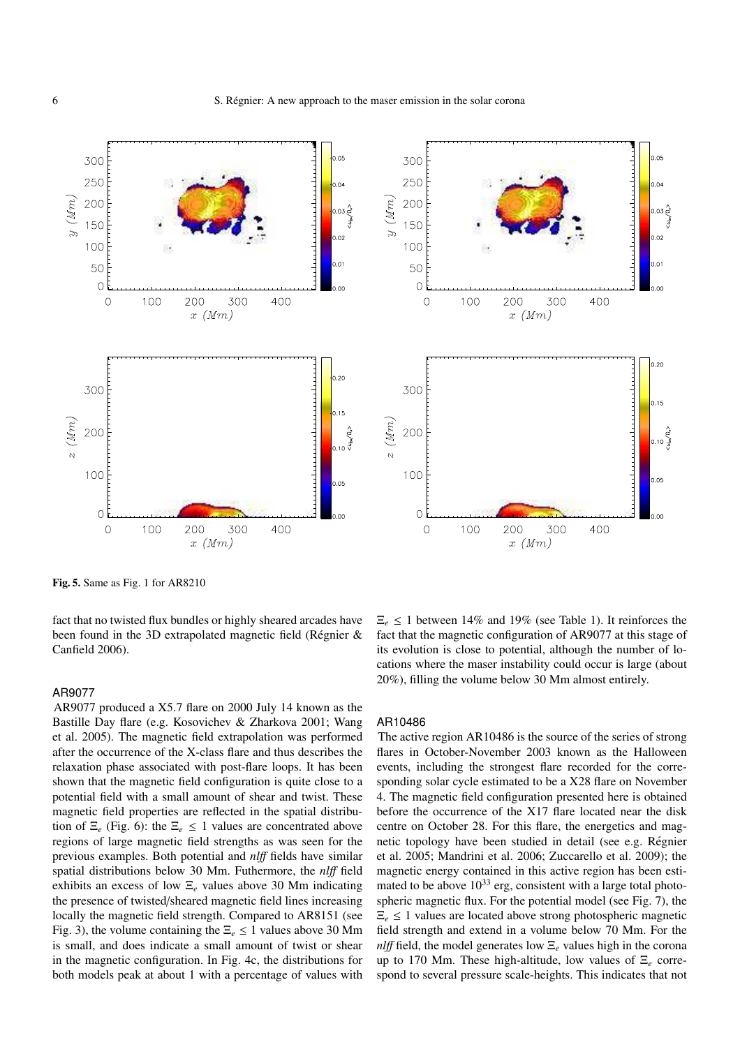**Fig. 5.** Same as Fig. 1 for AR8210

fact that no twisted flux bundles or highly sheared arcades have been found in the 3D extrapolated magnetic field (Régnier & Canfield 2006).

### AR9077

AR9077 produced a X5.7 flare on 2000 July 14 known as the Bastille Day flare (e.g. Kosovichev & Zharkova 2001; Wang et al. 2005). The magnetic field extrapolation was performed after the occurrence of the X-class flare and thus describes the relaxation phase associated with post-flare loops. It has been shown that the magnetic field configuration is quite close to a potential field with a small amount of shear and twist. These magnetic field properties are reflected in the spatial distribution of $\Xi_e$ (Fig. 6): the $\Xi_e \leq 1$ values are concentrated above regions of large magnetic field strengths as was seen for the previous examples. Both potential and *nlff* fields have similar spatial distributions below 30 Mm. Futhermore, the *nlff* field exhibits an excess of low $\Xi_e$ values above 30 Mm indicating the presence of twisted/sheared magnetic field lines increasing locally the magnetic field strength. Compared to AR8151 (see Fig. 3), the volume containing the $\Xi_e \leq 1$ values above 30 Mm is small, and does indicate a small amount of twist or shear in the magnetic configuration. In Fig. 4c, the distributions for both models peak at about 1 with a percentage of values with $\Xi_e \leq 1$ between 14% and 19% (see Table 1). It reinforces the fact that the magnetic configuration of AR9077 at this stage of its evolution is close to potential, although the number of locations where the maser instability could occur is large (about 20%), filling the volume below 30 Mm almost entirely.

### AR10486

The active region AR10486 is the source of the series of strong flares in October-November 2003 known as the Halloween events, including the strongest flare recorded for the corresponding solar cycle estimated to be a X28 flare on November 4. The magnetic field configuration presented here is obtained before the occurrence of the X17 flare located near the disk centre on October 28. For this flare, the energetics and magnetic topology have been studied in detail (see e.g. Régnier et al. 2005; Mandrini et al. 2006; Zuccarello et al. 2009); the magnetic energy contained in this active region has been estimated to be above $10^{33}$ erg, consistent with a large total photospheric magnetic flux. For the potential model (see Fig. 7), the $\Xi_e \leq 1$ values are located above strong photospheric magnetic field strength and extend in a volume below 70 Mm. For the *nlff* field, the model generates low $\Xi_e$ values high in the corona up to 170 Mm. These high-altitude, low values of $\Xi_e$ correspond to several pressure scale-heights. This indicates that not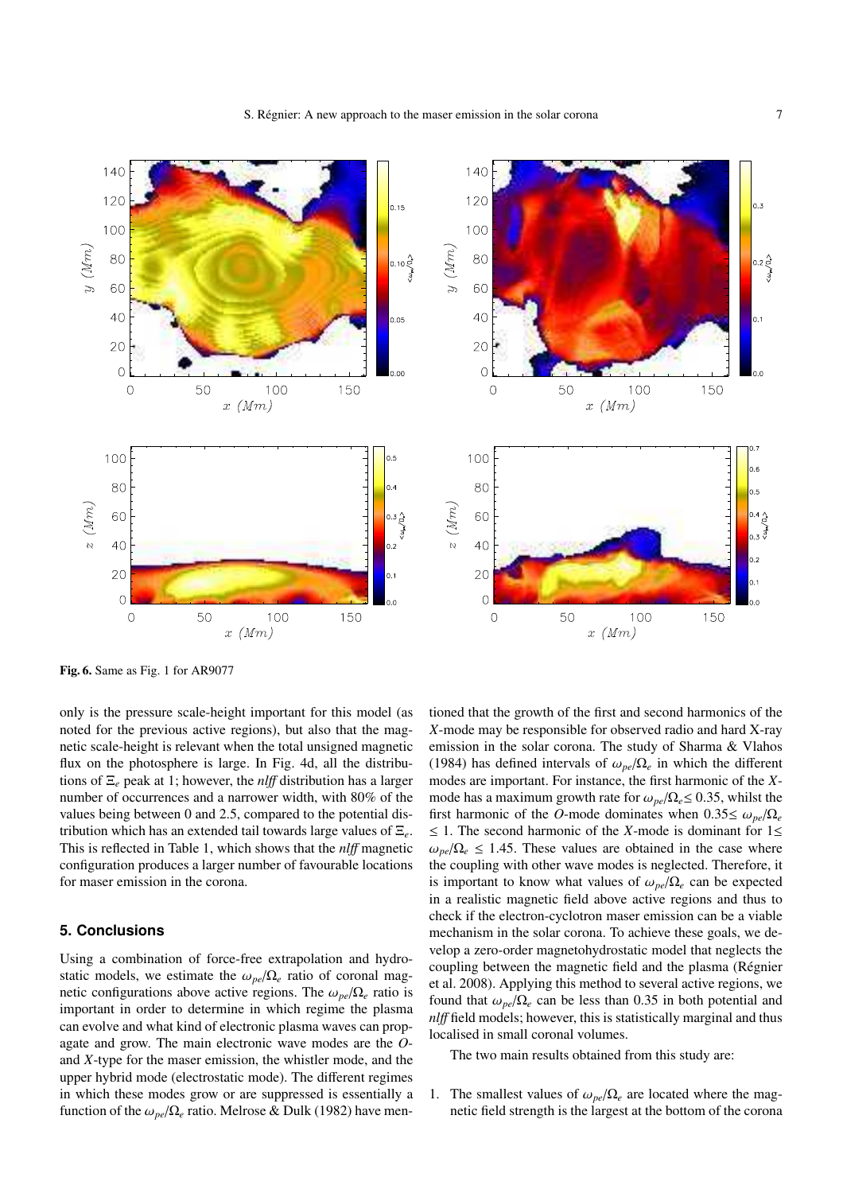Fig. 6. Same as Fig. 1 for AR9077

only is the pressure scale-height important for this model (as noted for the previous active regions), but also that the magnetic scale-height is relevant when the total unsigned magnetic flux on the photosphere is large. In Fig. 4d, all the distributions of $\Xi_e$ peak at 1; however, the *nlff* distribution has a larger number of occurrences and a narrower width, with 80% of the values being between 0 and 2.5, compared to the potential distribution which has an extended tail towards large values of $\Xi_e$. This is reflected in Table 1, which shows that the *nlff* magnetic configuration produces a larger number of favourable locations for maser emission in the corona.

## 5. Conclusions

Using a combination of force-free extrapolation and hydrostatic models, we estimate the $\omega_{pe}/\Omega_e$ ratio of coronal magnetic configurations above active regions. The $\omega_{pe}/\Omega_e$ ratio is important in order to determine in which regime the plasma can evolve and what kind of electronic plasma waves can propagate and grow. The main electronic wave modes are the *O*- and *X*-type for the maser emission, the whistler mode, and the upper hybrid mode (electrostatic mode). The different regimes in which these modes grow or are suppressed is essentially a function of the $\omega_{pe}/\Omega_e$ ratio. Melrose & Dulk (1982) have mentioned that the growth of the first and second harmonics of the *X*-mode may be responsible for observed radio and hard X-ray emission in the solar corona. The study of Sharma & Vlahos (1984) have defined intervals of $\omega_{pe}/\Omega_e$ in which the different modes are important. For instance, the first harmonic of the *X*-mode has a maximum growth rate for $\omega_{pe}/\Omega_e \leq 0.35$, whilst the first harmonic of the *O*-mode dominates when $0.35 \leq \omega_{pe}/\Omega_e \leq 1$. The second harmonic of the *X*-mode is dominant for $1 \leq \omega_{pe}/\Omega_e \leq 1.45$. These values are obtained in the case where the coupling with other wave modes is neglected. Therefore, it is important to know what values of $\omega_{pe}/\Omega_e$ can be expected in a realistic magnetic field above active regions and thus to check if the electron-cyclotron maser emission can be a viable mechanism in the solar corona. To achieve these goals, we develop a zero-order magnetohydrostatic model that neglects the coupling between the magnetic field and the plasma (Régnier et al. 2008). Applying this method to several active regions, we found that $\omega_{pe}/\Omega_e$ can be less than 0.35 in both potential and *nlff* field models; however, this is statistically marginal and thus localised in small coronal volumes.

The two main results obtained from this study are:

1. The smallest values of $\omega_{pe}/\Omega_e$ are located where the magnetic field strength is the largest at the bottom of the corona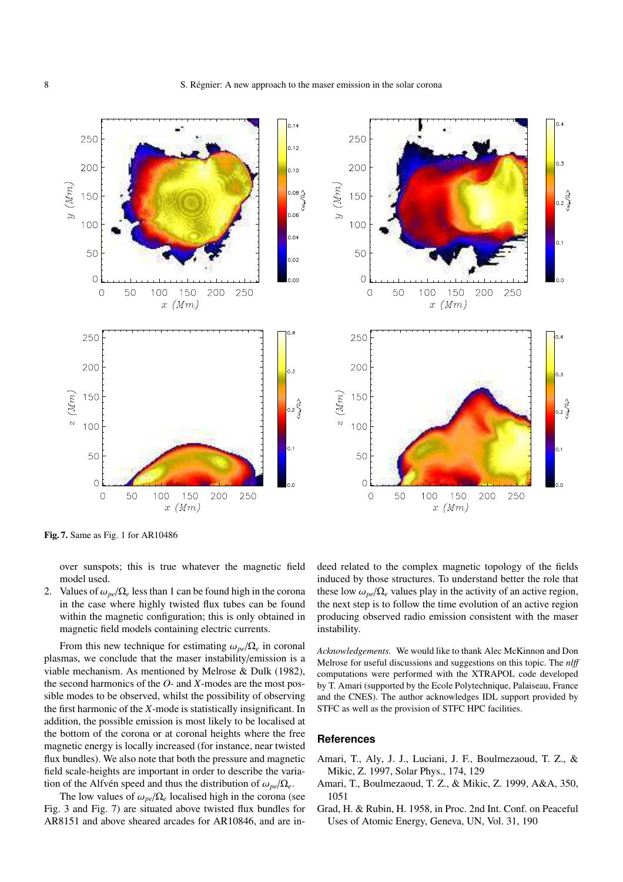**Fig. 7.** Same as Fig. 1 for AR10486

over sunspots; this is true whatever the magnetic field model used.

2. Values of $\omega_{pe}/\Omega_e$ less than 1 can be found high in the corona in the case where highly twisted flux tubes can be found within the magnetic configuration; this is only obtained in magnetic field models containing electric currents.

From this new technique for estimating $\omega_{pe}/\Omega_e$ in coronal plasmas, we conclude that the maser instability/emission is a viable mechanism. As mentioned by Melrose & Dulk (1982), the second harmonics of the *O*- and *X*-modes are the most possible modes to be observed, whilst the possibility of observing the first harmonic of the *X*-mode is statistically insignificant. In addition, the possible emission is most likely to be localised at the bottom of the corona or at coronal heights where the free magnetic energy is locally increased (for instance, near twisted flux bundles). We also note that both the pressure and magnetic field scale-heights are important in order to describe the variation of the Alfvén speed and thus the distribution of $\omega_{pe}/\Omega_e$.

The low values of $\omega_{pe}/\Omega_e$ localised high in the corona (see Fig. 3 and Fig. 7) are situated above twisted flux bundles for AR8151 and above sheared arcades for AR10846, and are indeed related to the complex magnetic topology of the fields induced by those structures. To understand better the role that these low $\omega_{pe}/\Omega_e$ values play in the activity of an active region, the next step is to follow the time evolution of an active region producing observed radio emission consistent with the maser instability.

*Acknowledgements.* We would like to thank Alec McKinnon and Don Melrose for useful discussions and suggestions on this topic. The *nlff* computations were performed with the XTRAPOL code developed by T. Amari (supported by the Ecole Polytechnique, Palaiseau, France and the CNES). The author acknowledges IDL support provided by STFC as well as the provision of STFC HPC facilities.

## References

Amari, T., Aly, J. J., Luciani, J. F., Boulmezaoud, T. Z., & Mikic, Z. 1997, Solar Phys., 174, 129

Amari, T., Boulmezaoud, T. Z., & Mikic, Z. 1999, A&A, 350, 1051

Grad, H. & Rubin, H. 1958, in Proc. 2nd Int. Conf. on Peaceful Uses of Atomic Energy, Geneva, UN, Vol. 31, 190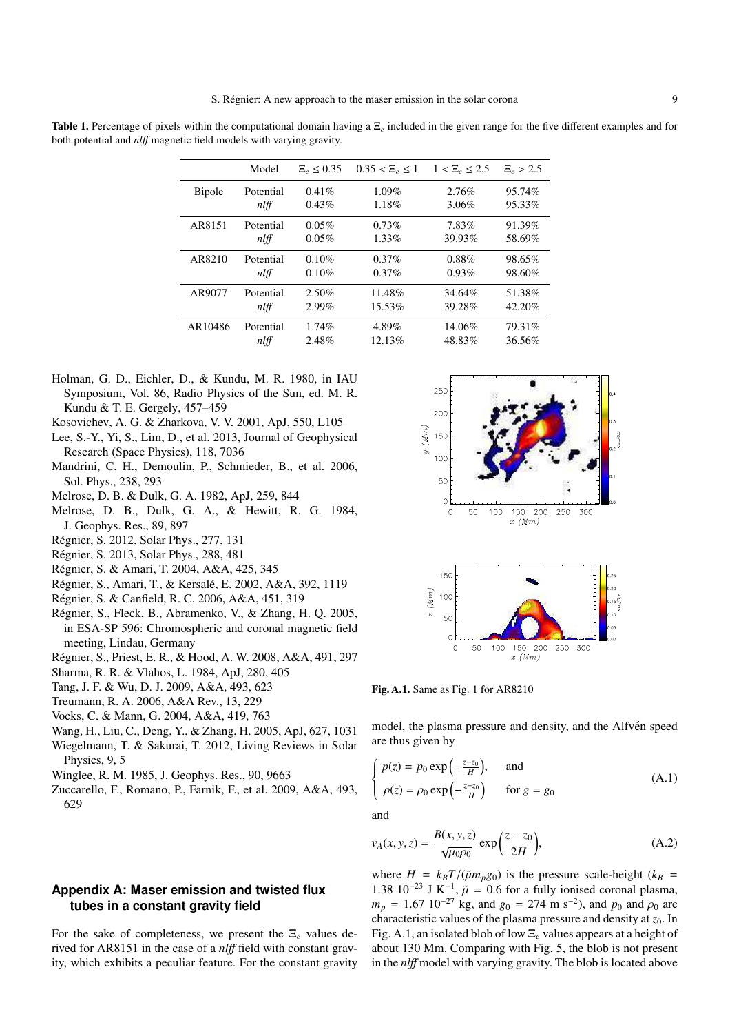**Table 1.** Percentage of pixels within the computational domain having a $\Xi_e$ included in the given range for the five different examples and for both potential and *nlff* magnetic field models with varying gravity.

| | Model | $\Xi_e \leq 0.35$ | $0.35 < \Xi_e \leq 1$ | $1 < \Xi_e \leq 2.5$ | $\Xi_e > 2.5$ |
|---|---|---|---|---|---|
| Bipole | Potential | 0.41% | 1.09% | 2.76% | 95.74% |
| | *nlff* | 0.43% | 1.18% | 3.06% | 95.33% |
| AR8151 | Potential | 0.05% | 0.73% | 7.83% | 91.39% |
| | *nlff* | 0.05% | 1.33% | 39.93% | 58.69% |
| AR8210 | Potential | 0.10% | 0.37% | 0.88% | 98.65% |
| | *nlff* | 0.10% | 0.37% | 0.93% | 98.60% |
| AR9077 | Potential | 2.50% | 11.48% | 34.64% | 51.38% |
| | *nlff* | 2.99% | 15.53% | 39.28% | 42.20% |
| AR10486 | Potential | 1.74% | 4.89% | 14.06% | 79.31% |
| | *nlff* | 2.48% | 12.13% | 48.83% | 36.56% |

Holman, G. D., Eichler, D., & Kundu, M. R. 1980, in IAU Symposium, Vol. 86, Radio Physics of the Sun, ed. M. R. Kundu & T. E. Gergely, 457–459

Kosovichev, A. G. & Zharkova, V. V. 2001, ApJ, 550, L105

Lee, S.-Y., Yi, S., Lim, D., et al. 2013, Journal of Geophysical Research (Space Physics), 118, 7036

Mandrini, C. H., Demoulin, P., Schmieder, B., et al. 2006, Sol. Phys., 238, 293

Melrose, D. B. & Dulk, G. A. 1982, ApJ, 259, 844

Melrose, D. B., Dulk, G. A., & Hewitt, R. G. 1984, J. Geophys. Res., 89, 897

Régnier, S. 2012, Solar Phys., 277, 131

Régnier, S. 2013, Solar Phys., 288, 481

Régnier, S. & Amari, T. 2004, A&A, 425, 345

Régnier, S., Amari, T., & Kersalé, E. 2002, A&A, 392, 1119

Régnier, S. & Canfield, R. C. 2006, A&A, 451, 319

Régnier, S., Fleck, B., Abramenko, V., & Zhang, H. Q. 2005, in ESA-SP 596: Chromospheric and coronal magnetic field meeting, Lindau, Germany

Régnier, S., Priest, E. R., & Hood, A. W. 2008, A&A, 491, 297

Sharma, R. R. & Vlahos, L. 1984, ApJ, 280, 405

Tang, J. F. & Wu, D. J. 2009, A&A, 493, 623

Treumann, R. A. 2006, A&A Rev., 13, 229

Vocks, C. & Mann, G. 2004, A&A, 419, 763

Wang, H., Liu, C., Deng, Y., & Zhang, H. 2005, ApJ, 627, 1031

Wiegelmann, T. & Sakurai, T. 2012, Living Reviews in Solar Physics, 9, 5

Winglee, R. M. 1985, J. Geophys. Res., 90, 9663

Zuccarello, F., Romano, P., Farnik, F., et al. 2009, A&A, 493, 629

## Appendix A: Maser emission and twisted flux tubes in a constant gravity field

For the sake of completeness, we present the $\Xi_e$ values derived for AR8151 in the case of a *nlff* field with constant gravity, which exhibits a peculiar feature. For the constant gravity model, the plasma pressure and density, and the Alfvén speed are thus given by

$$\begin{cases} p(z) = p_0 \exp\left(-\frac{z-z_0}{H}\right), & \text{and} \\ \rho(z) = \rho_0 \exp\left(-\frac{z-z_0}{H}\right) & \text{for } g = g_0 \end{cases} \tag{A.1}$$

and

$$v_A(x,y,z) = \frac{B(x,y,z)}{\sqrt{\mu_0 \rho_0}} \exp\left(\frac{z-z_0}{2H}\right), \tag{A.2}$$

where $H = k_B T/(\tilde{\mu} m_p g_0)$ is the pressure scale-height ($k_B = 1.38\ 10^{-23}$ J K$^{-1}$, $\tilde{\mu} = 0.6$ for a fully ionised coronal plasma, $m_p = 1.67\ 10^{-27}$ kg, and $g_0 = 274$ m s$^{-2}$), and $p_0$ and $\rho_0$ are characteristic values of the plasma pressure and density at $z_0$. In Fig. A.1, an isolated blob of low $\Xi_e$ values appears at a height of about 130 Mm. Comparing with Fig. 5, the blob is not present in the *nlff* model with varying gravity. The blob is located above

**Fig. A.1.** Same as Fig. 1 for AR8210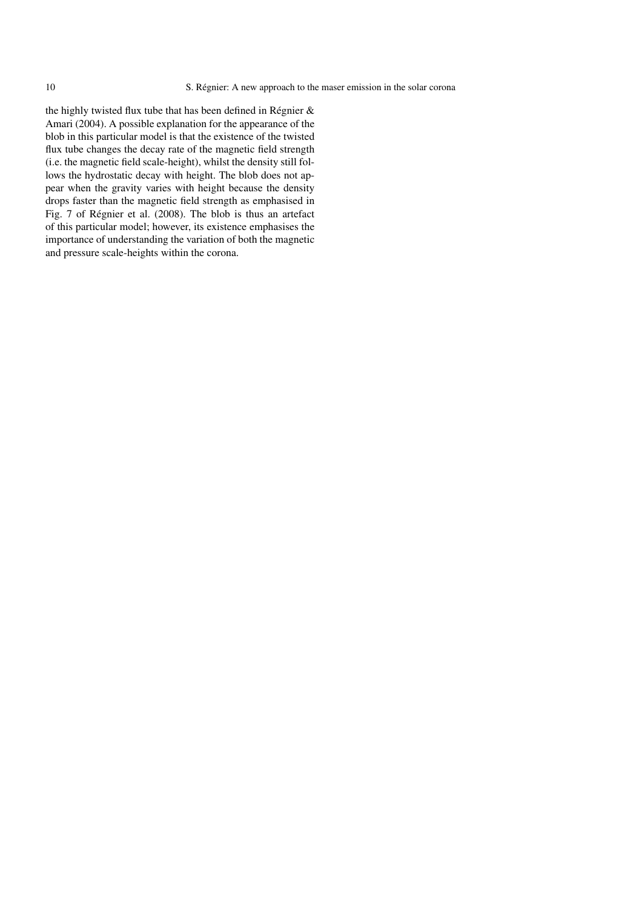the highly twisted flux tube that has been defined in Régnier & Amari (2004). A possible explanation for the appearance of the blob in this particular model is that the existence of the twisted flux tube changes the decay rate of the magnetic field strength (i.e. the magnetic field scale-height), whilst the density still follows the hydrostatic decay with height. The blob does not appear when the gravity varies with height because the density drops faster than the magnetic field strength as emphasised in Fig. 7 of Régnier et al. (2008). The blob is thus an artefact of this particular model; however, its existence emphasises the importance of understanding the variation of both the magnetic and pressure scale-heights within the corona.